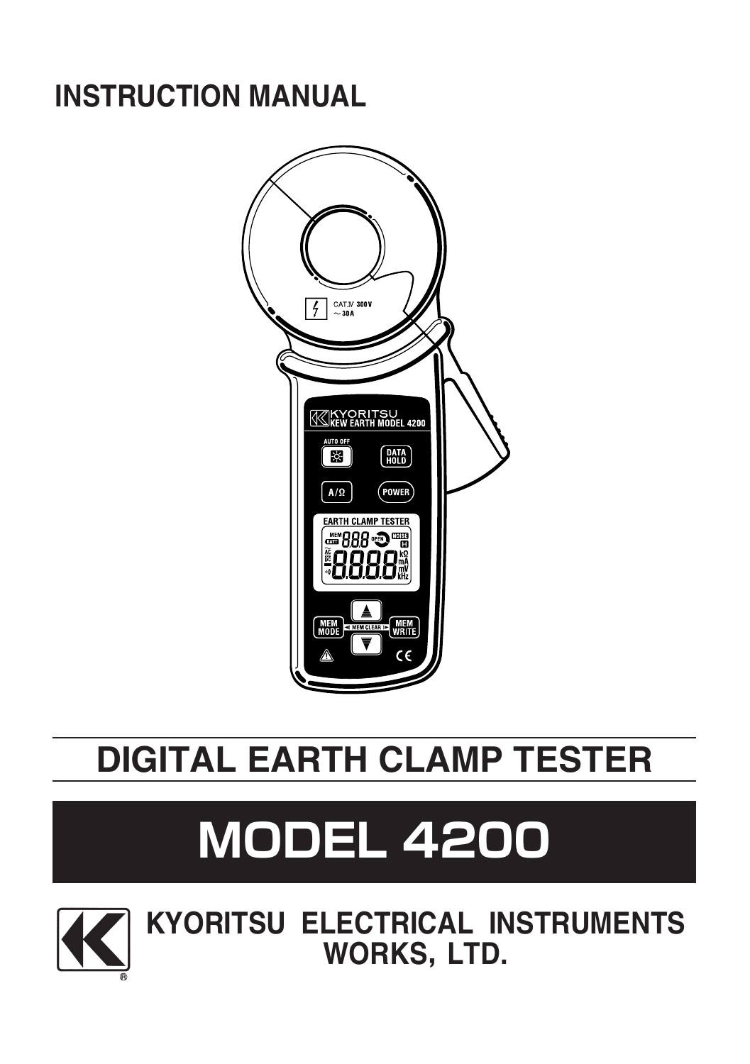# INSTRUCTION MANUAL

## DIGITAL EARTH CLAMP TESTER

# MODEL 4200

**KYORITSU ELECTRICAL INSTRUMENTS WORKS, LTD.**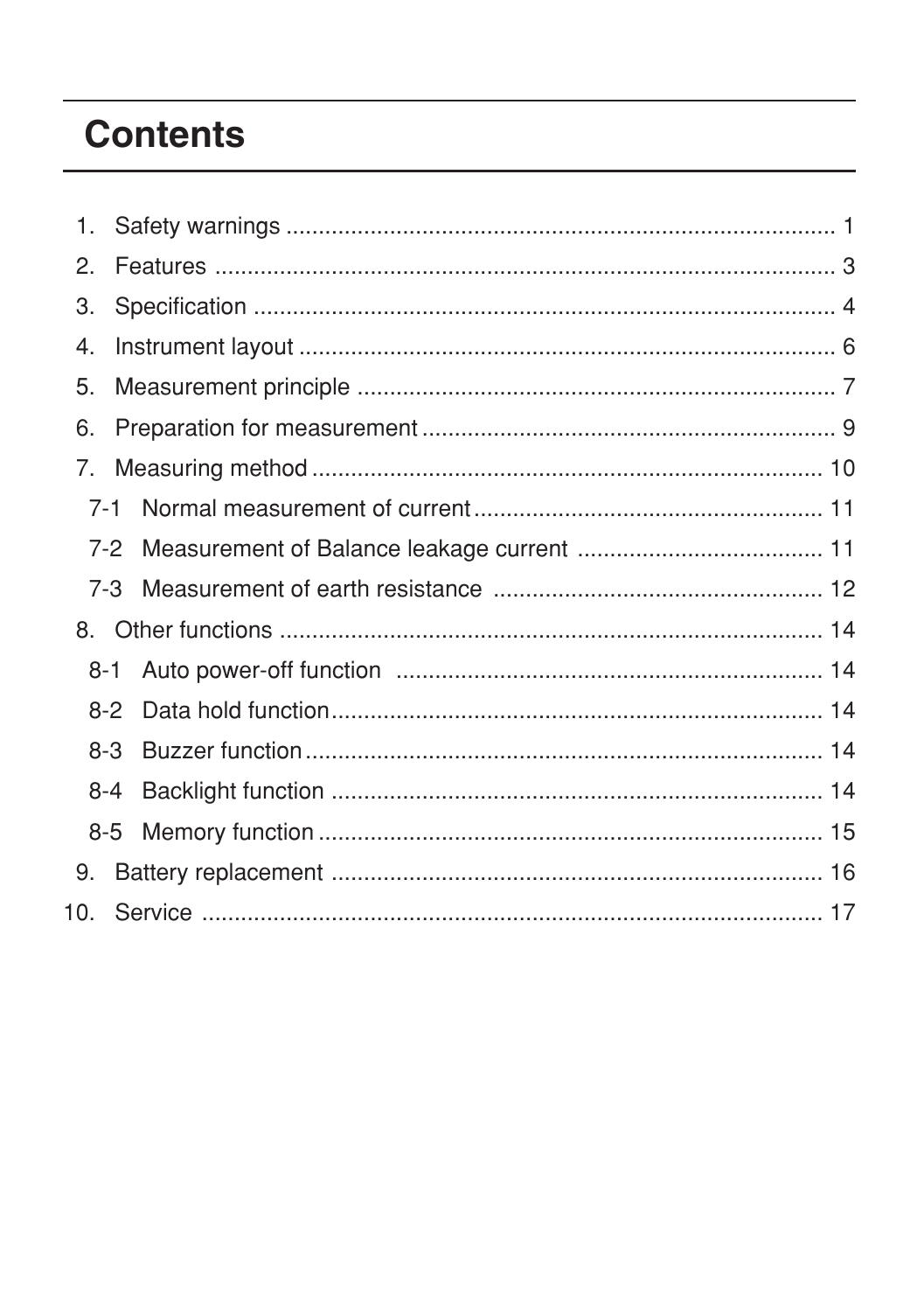# Contents

1. Safety warnings ........................................................................................ 1
2. Features ..................................................................................................... 3
3. Specification .............................................................................................. 4
4. Instrument layout ....................................................................................... 6
5. Measurement principle .............................................................................. 7
6. Preparation for measurement .................................................................... 9
7. Measuring method .................................................................................... 10
   - 7-1 Normal measurement of current ...................................................... 11
   - 7-2 Measurement of Balance leakage current ...................................... 11
   - 7-3 Measurement of earth resistance ................................................... 12
8. Other functions ......................................................................................... 14
   - 8-1 Auto power-off function .................................................................. 14
   - 8-2 Data hold function ........................................................................... 14
   - 8-3 Buzzer function ............................................................................... 14
   - 8-4 Backlight function ........................................................................... 14
   - 8-5 Memory function ............................................................................. 15
9. Battery replacement ................................................................................. 16
10. Service ..................................................................................................... 17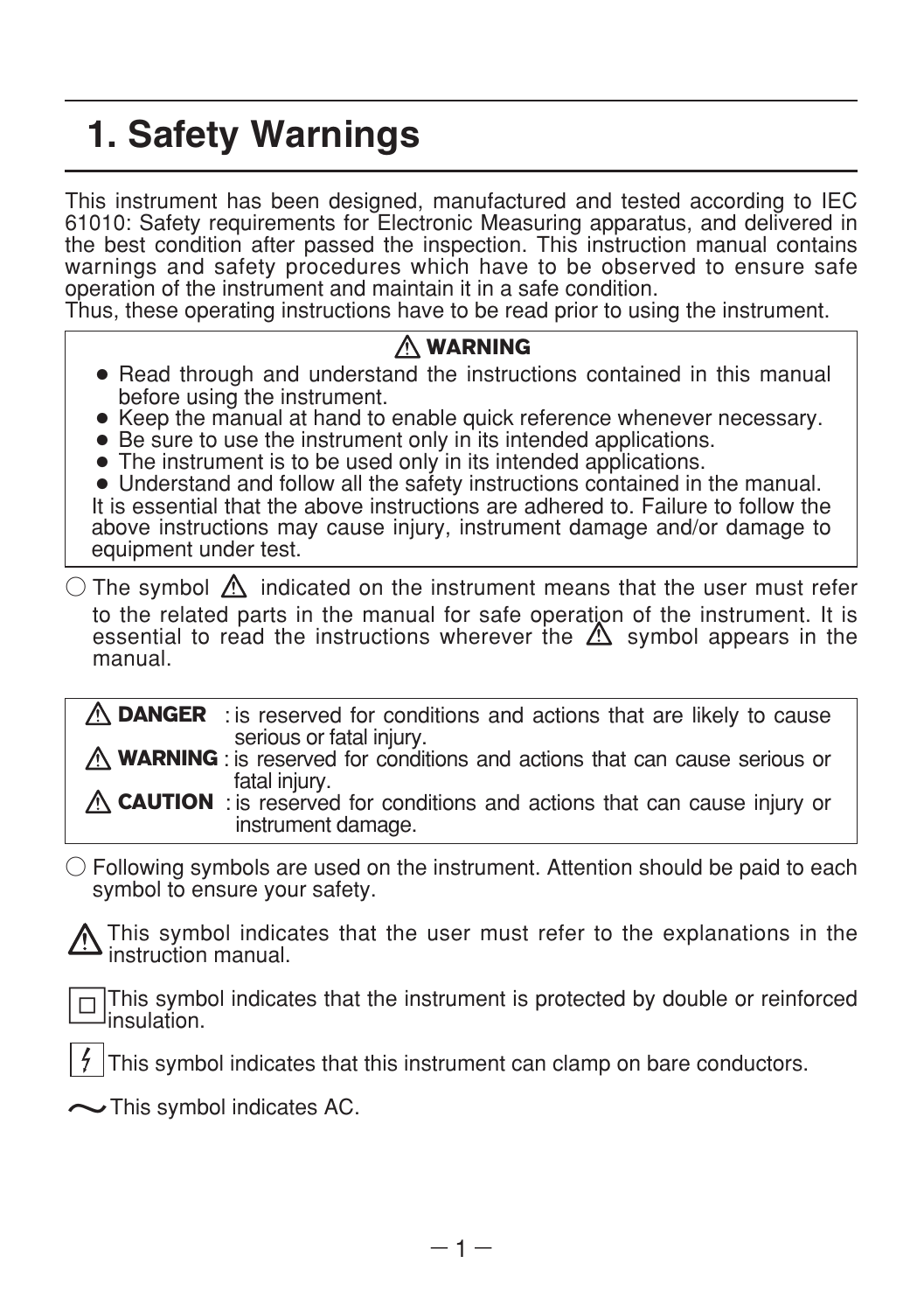# 1. Safety Warnings

This instrument has been designed, manufactured and tested according to IEC 61010: Safety requirements for Electronic Measuring apparatus, and delivered in the best condition after passed the inspection. This instruction manual contains warnings and safety procedures which have to be observed to ensure safe operation of the instrument and maintain it in a safe condition.
Thus, these operating instructions have to be read prior to using the instrument.

**⚠ WARNING**

- Read through and understand the instructions contained in this manual before using the instrument.
- Keep the manual at hand to enable quick reference whenever necessary.
- Be sure to use the instrument only in its intended applications.
- The instrument is to be used only in its intended applications.
- Understand and follow all the safety instructions contained in the manual.

It is essential that the above instructions are adhered to. Failure to follow the above instructions may cause injury, instrument damage and/or damage to equipment under test.

○ The symbol ⚠ indicated on the instrument means that the user must refer to the related parts in the manual for safe operation of the instrument. It is essential to read the instructions wherever the ⚠ symbol appears in the manual.

| | |
|---|---|
| **⚠ DANGER** | : is reserved for conditions and actions that are likely to cause serious or fatal injury. |
| **⚠ WARNING** | : is reserved for conditions and actions that can cause serious or fatal injury. |
| **⚠ CAUTION** | : is reserved for conditions and actions that can cause injury or instrument damage. |

○ Following symbols are used on the instrument. Attention should be paid to each symbol to ensure your safety.

⚠ This symbol indicates that the user must refer to the explanations in the instruction manual.

⧈ This symbol indicates that the instrument is protected by double or reinforced insulation.

ϟ This symbol indicates that this instrument can clamp on bare conductors.

～ This symbol indicates AC.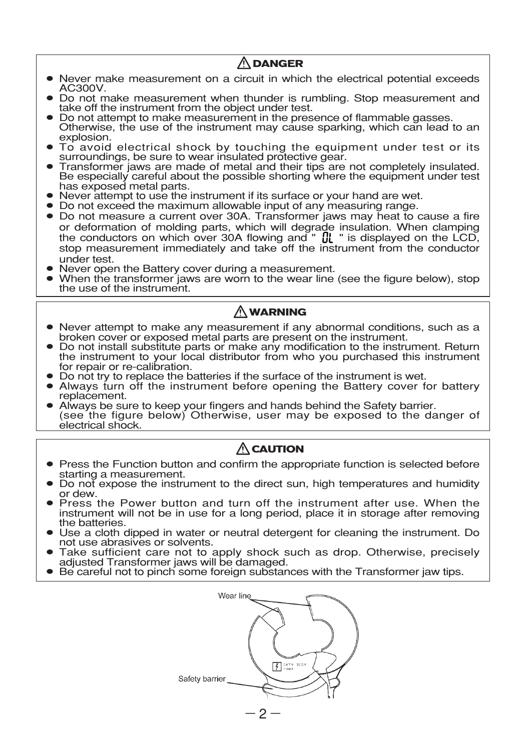## ⚠ DANGER

- Never make measurement on a circuit in which the electrical potential exceeds AC300V.
- Do not make measurement when thunder is rumbling. Stop measurement and take off the instrument from the object under test.
- Do not attempt to make measurement in the presence of flammable gasses. Otherwise, the use of the instrument may cause sparking, which can lead to an explosion.
- To avoid electrical shock by touching the equipment under test or its surroundings, be sure to wear insulated protective gear.
- Transformer jaws are made of metal and their tips are not completely insulated. Be especially careful about the possible shorting where the equipment under test has exposed metal parts.
- Never attempt to use the instrument if its surface or your hand are wet.
- Do not exceed the maximum allowable input of any measuring range.
- Do not measure a current over 30A. Transformer jaws may heat to cause a fire or deformation of molding parts, which will degrade insulation. When clamping the conductors on which over 30A flowing and " OL " is displayed on the LCD, stop measurement immediately and take off the instrument from the conductor under test.
- Never open the Battery cover during a measurement.
- When the transformer jaws are worn to the wear line (see the figure below), stop the use of the instrument.

## ⚠ WARNING

- Never attempt to make any measurement if any abnormal conditions, such as a broken cover or exposed metal parts are present on the instrument.
- Do not install substitute parts or make any modification to the instrument. Return the instrument to your local distributor from who you purchased this instrument for repair or re-calibration.
- Do not try to replace the batteries if the surface of the instrument is wet.
- Always turn off the instrument before opening the Battery cover for battery replacement.
- Always be sure to keep your fingers and hands behind the Safety barrier. (see the figure below) Otherwise, user may be exposed to the danger of electrical shock.

## ⚠ CAUTION

- Press the Function button and confirm the appropriate function is selected before starting a measurement.
- Do not expose the instrument to the direct sun, high temperatures and humidity or dew.
- Press the Power button and turn off the instrument after use. When the instrument will not be in use for a long period, place it in storage after removing the batteries.
- Use a cloth dipped in water or neutral detergent for cleaning the instrument. Do not use abrasives or solvents.
- Take sufficient care not to apply shock such as drop. Otherwise, precisely adjusted Transformer jaws will be damaged.
- Be careful not to pinch some foreign substances with the Transformer jaw tips.

Wear line

Safety barrier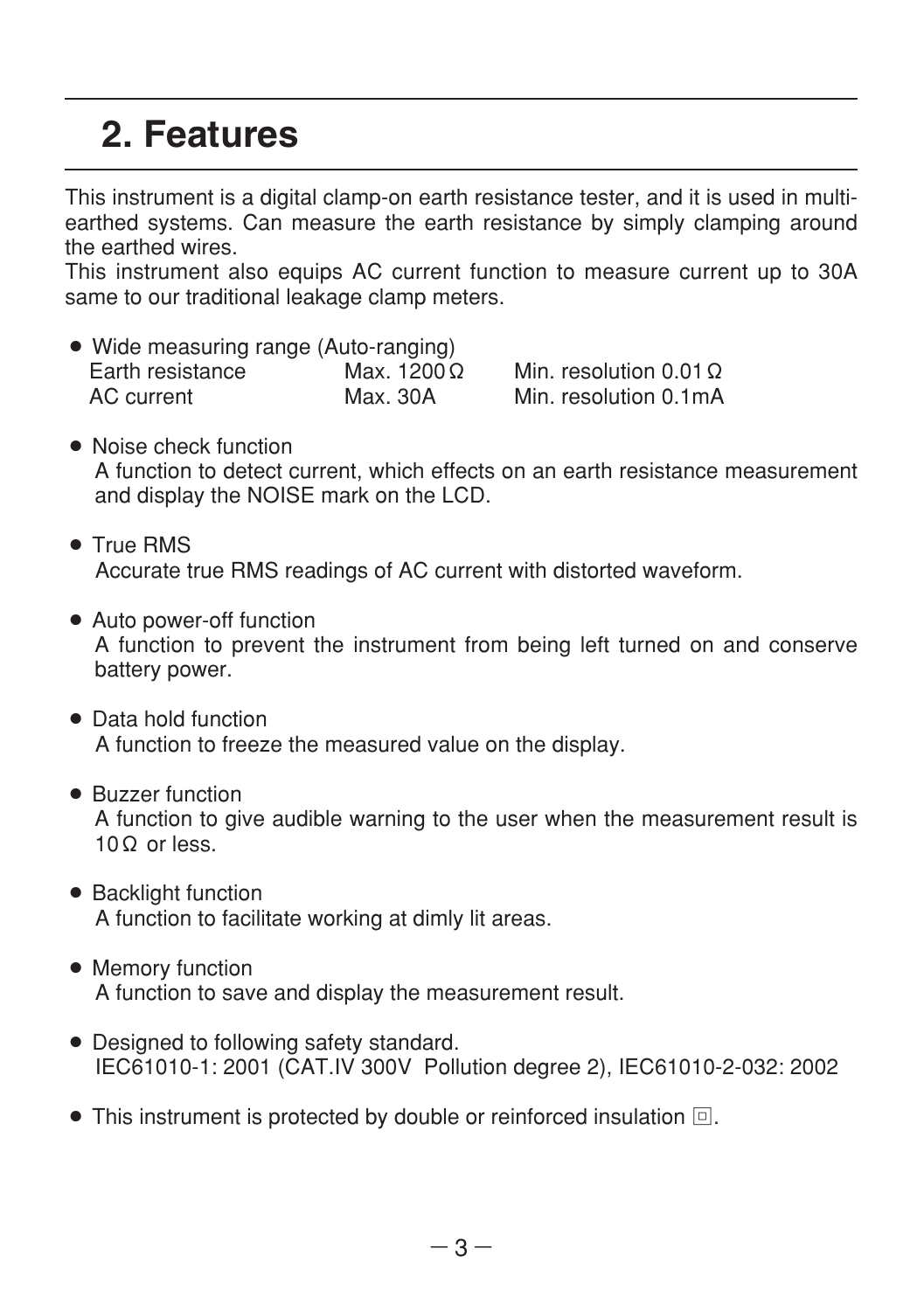# 2. Features

This instrument is a digital clamp-on earth resistance tester, and it is used in multi-earthed systems. Can measure the earth resistance by simply clamping around the earthed wires.
This instrument also equips AC current function to measure current up to 30A same to our traditional leakage clamp meters.

- Wide measuring range (Auto-ranging)

| | | |
|---|---|---|
| Earth resistance | Max. 1200 Ω | Min. resolution 0.01 Ω |
| AC current | Max. 30A | Min. resolution 0.1mA |

- Noise check function
  A function to detect current, which effects on an earth resistance measurement and display the NOISE mark on the LCD.

- True RMS
  Accurate true RMS readings of AC current with distorted waveform.

- Auto power-off function
  A function to prevent the instrument from being left turned on and conserve battery power.

- Data hold function
  A function to freeze the measured value on the display.

- Buzzer function
  A function to give audible warning to the user when the measurement result is 10 Ω or less.

- Backlight function
  A function to facilitate working at dimly lit areas.

- Memory function
  A function to save and display the measurement result.

- Designed to following safety standard.
  IEC61010-1: 2001 (CAT.IV 300V Pollution degree 2), IEC61010-2-032: 2002

- This instrument is protected by double or reinforced insulation ⧈.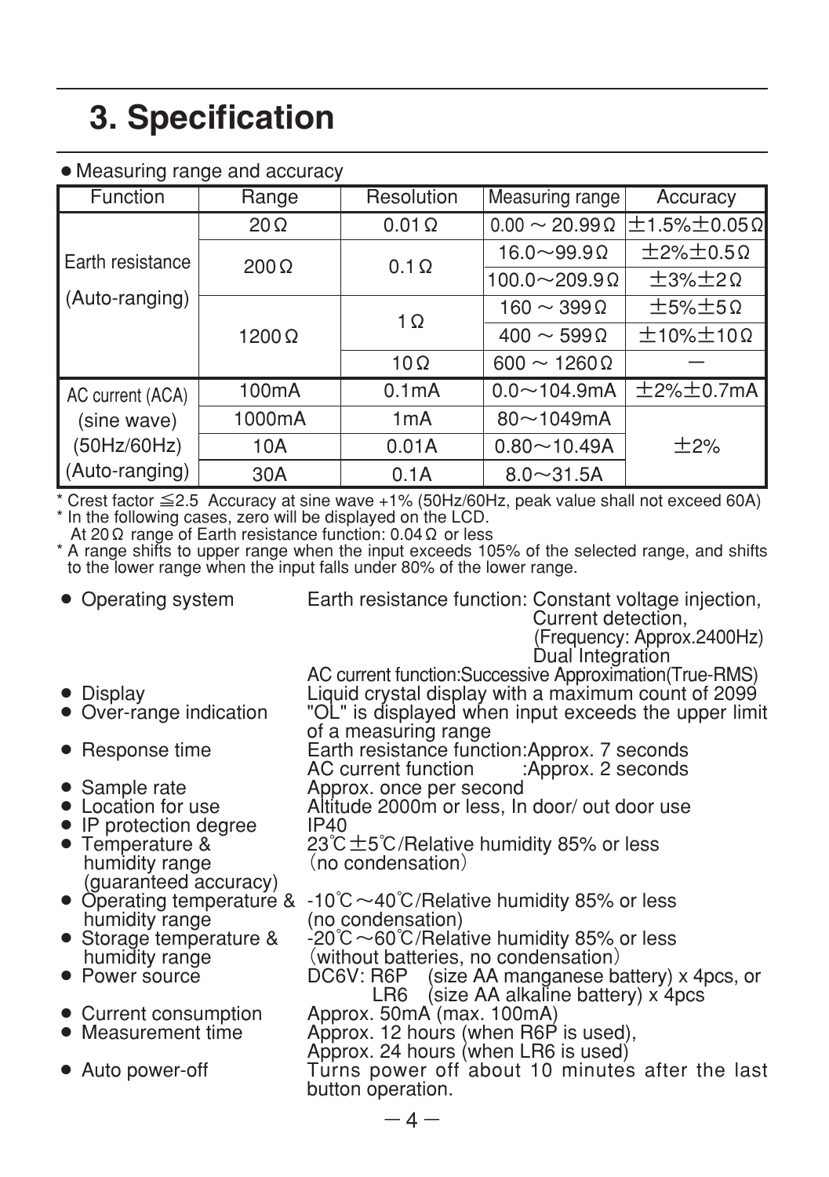# 3. Specification

- Measuring range and accuracy

| Function | Range | Resolution | Measuring range | Accuracy |
|---|---|---|---|---|
| Earth resistance (Auto-ranging) | 20Ω | 0.01Ω | 0.00 ～ 20.99Ω | ±1.5%±0.05Ω |
| | 200Ω | 0.1Ω | 16.0～99.9Ω | ±2%±0.5Ω |
| | | | 100.0～209.9Ω | ±3%±2Ω |
| | 1200Ω | 1Ω | 160 ～ 399Ω | ±5%±5Ω |
| | | | 400 ～ 599Ω | ±10%±10Ω |
| | | 10Ω | 600 ～ 1260Ω | — |
| AC current (ACA) (sine wave) (50Hz/60Hz) (Auto-ranging) | 100mA | 0.1mA | 0.0～104.9mA | ±2%±0.7mA |
| | 1000mA | 1mA | 80～1049mA | ±2% |
| | 10A | 0.01A | 0.80～10.49A | |
| | 30A | 0.1A | 8.0～31.5A | |

\* Crest factor ≦2.5 Accuracy at sine wave +1% (50Hz/60Hz, peak value shall not exceed 60A)
\* In the following cases, zero will be displayed on the LCD.
 At 20Ω range of Earth resistance function: 0.04Ω or less
\* A range shifts to upper range when the input exceeds 105% of the selected range, and shifts to the lower range when the input falls under 80% of the lower range.

- Operating system: Earth resistance function: Constant voltage injection, Current detection, (Frequency: Approx.2400Hz) Dual Integration
  AC current function:Successive Approximation(True-RMS)
- Display: Liquid crystal display with a maximum count of 2099
- Over-range indication: "OL" is displayed when input exceeds the upper limit of a measuring range
- Response time: Earth resistance function:Approx. 7 seconds
  AC current function :Approx. 2 seconds
- Sample rate: Approx. once per second
- Location for use: Altitude 2000m or less, In door/ out door use
- IP protection degree: IP40
- Temperature & humidity range (guaranteed accuracy): 23℃±5℃/Relative humidity 85% or less (no condensation)
- Operating temperature & humidity range: -10℃～40℃/Relative humidity 85% or less (no condensation)
- Storage temperature & humidity range: -20℃～60℃/Relative humidity 85% or less (without batteries, no condensation)
- Power source: DC6V: R6P (size AA manganese battery) x 4pcs, or LR6 (size AA alkaline battery) x 4pcs
- Current consumption: Approx. 50mA (max. 100mA)
- Measurement time: Approx. 12 hours (when R6P is used), Approx. 24 hours (when LR6 is used)
- Auto power-off: Turns power off about 10 minutes after the last button operation.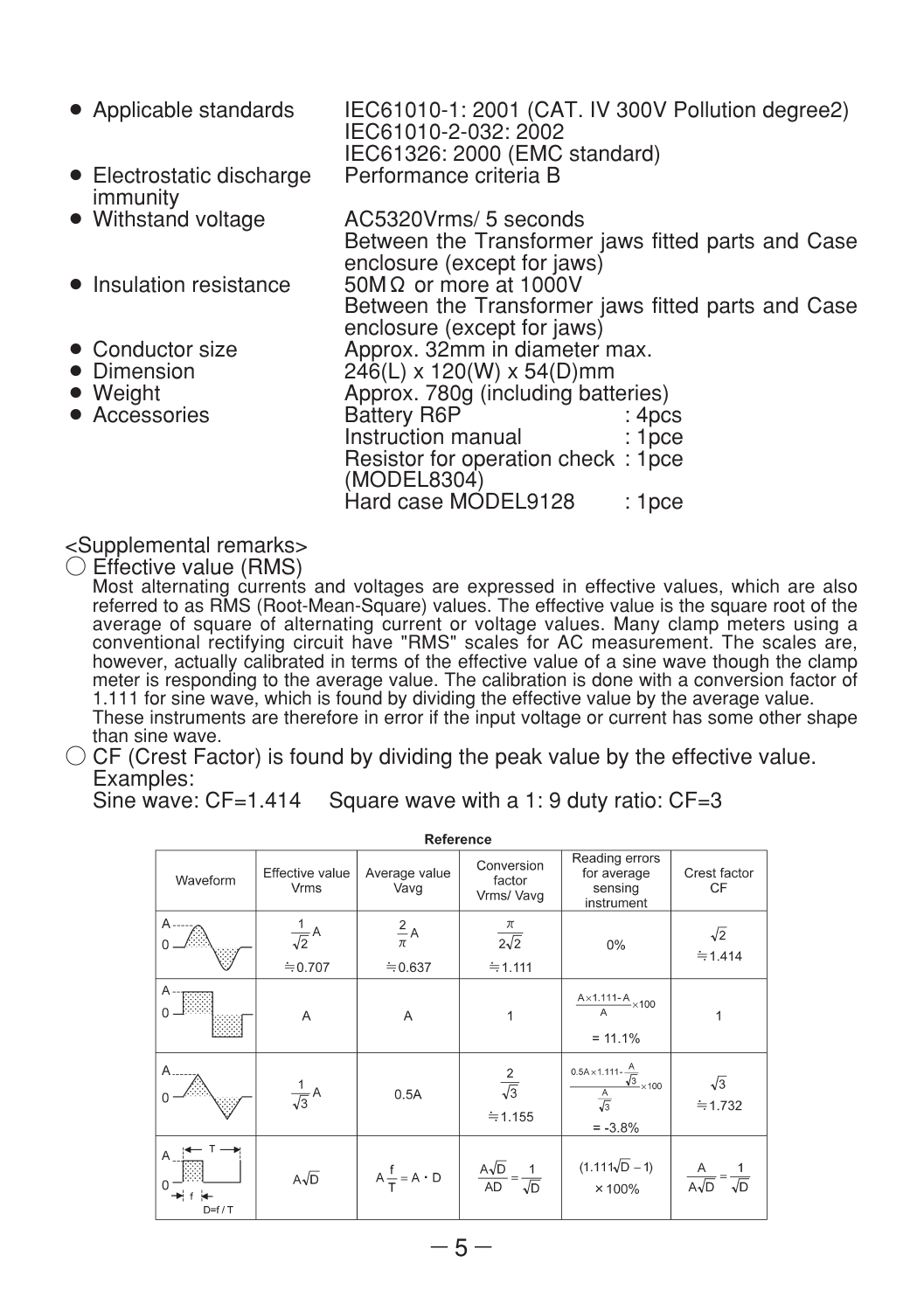- Applicable standards: IEC61010-1: 2001 (CAT. IV 300V Pollution degree2)
  IEC61010-2-032: 2002
  IEC61326: 2000 (EMC standard)
- Electrostatic discharge immunity: Performance criteria B
- Withstand voltage: AC5320Vrms/ 5 seconds
  Between the Transformer jaws fitted parts and Case enclosure (except for jaws)
- Insulation resistance: 50MΩ or more at 1000V
  Between the Transformer jaws fitted parts and Case enclosure (except for jaws)
- Conductor size: Approx. 32mm in diameter max.
- Dimension: 246(L) x 120(W) x 54(D)mm
- Weight: Approx. 780g (including batteries)
- Accessories:
  Battery R6P : 4pcs
  Instruction manual : 1pce
  Resistor for operation check (MODEL8304) : 1pce
  Hard case MODEL9128 : 1pce

<Supplemental remarks>

○ Effective value (RMS)

Most alternating currents and voltages are expressed in effective values, which are also referred to as RMS (Root-Mean-Square) values. The effective value is the square root of the average of square of alternating current or voltage values. Many clamp meters using a conventional rectifying circuit have "RMS" scales for AC measurement. The scales are, however, actually calibrated in terms of the effective value of a sine wave though the clamp meter is responding to the average value. The calibration is done with a conversion factor of 1.111 for sine wave, which is found by dividing the effective value by the average value.
These instruments are therefore in error if the input voltage or current has some other shape than sine wave.

○ CF (Crest Factor) is found by dividing the peak value by the effective value.
Examples:
Sine wave: CF=1.414 Square wave with a 1: 9 duty ratio: CF=3

**Reference**

| Waveform | Effective value Vrms | Average value Vavg | Conversion factor Vrms/ Vavg | Reading errors for average sensing instrument | Crest factor CF |
|---|---|---|---|---|---|
| Sine wave | $\frac{1}{\sqrt{2}}A$ ≒0.707 | $\frac{2}{\pi}A$ ≒0.637 | $\frac{\pi}{2\sqrt{2}}$ ≒1.111 | 0% | $\sqrt{2}$ ≒1.414 |
| Square wave | A | A | 1 | $\frac{A \times 1.111 - A}{A} \times 100$ = 11.1% | 1 |
| Triangle wave | $\frac{1}{\sqrt{3}}A$ | 0.5A | $\frac{2}{\sqrt{3}}$ ≒1.155 | $\frac{0.5A \times 1.111 - \frac{A}{\sqrt{3}}}{\frac{A}{\sqrt{3}}} \times 100$ = -3.8% | $\sqrt{3}$ ≒1.732 |
| Pulse wave (D=f / T) | $A\sqrt{D}$ | $A\frac{f}{T} = A \cdot D$ | $\frac{A\sqrt{D}}{AD} = \frac{1}{\sqrt{D}}$ | $(1.111\sqrt{D} - 1) \times 100\%$ | $\frac{A}{A\sqrt{D}} = \frac{1}{\sqrt{D}}$ |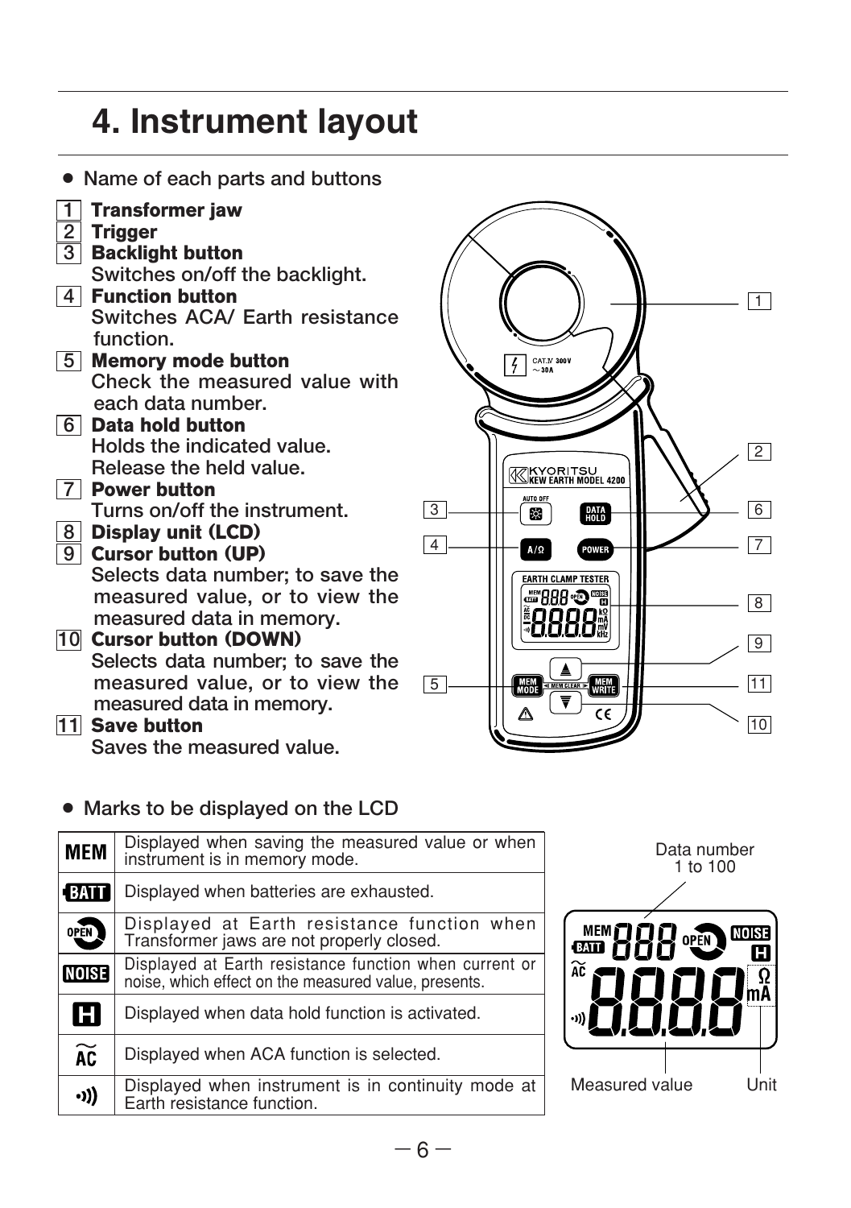# 4. Instrument layout

- Name of each parts and buttons

1. **Transformer jaw**
2. **Trigger**
3. **Backlight button**
   Switches on/off the backlight.
4. **Function button**
   Switches ACA/ Earth resistance function.
5. **Memory mode button**
   Check the measured value with each data number.
6. **Data hold button**
   Holds the indicated value.
   Release the held value.
7. **Power button**
   Turns on/off the instrument.
8. **Display unit (LCD)**
9. **Cursor button (UP)**
   Selects data number; to save the measured value, or to view the measured data in memory.
10. **Cursor button (DOWN)**
    Selects data number; to save the measured value, or to view the measured data in memory.
11. **Save button**
    Saves the measured value.

- Marks to be displayed on the LCD

| | |
|---|---|
| MEM | Displayed when saving the measured value or when instrument is in memory mode. |
| BATT | Displayed when batteries are exhausted. |
| OPEN | Displayed at Earth resistance function when Transformer jaws are not properly closed. |
| NOISE | Displayed at Earth resistance function when current or noise, which effect on the measured value, presents. |
| H | Displayed when data hold function is activated. |
| $\widetilde{AC}$ | Displayed when ACA function is selected. |
| •))) | Displayed when instrument is in continuity mode at Earth resistance function. |

Data number 1 to 100

Measured value

Unit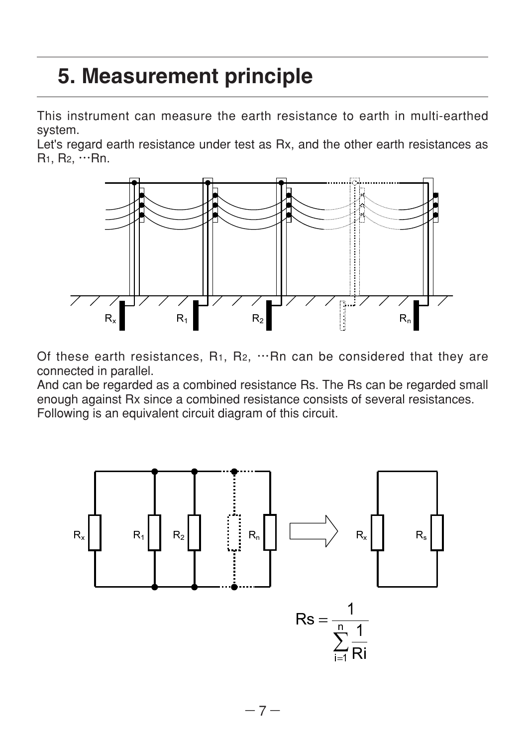# 5. Measurement principle

This instrument can measure the earth resistance to earth in multi-earthed system.

Let's regard earth resistance under test as Rx, and the other earth resistances as $R_1$, $R_2$, $\cdots$Rn.

$R_x$

$R_1$

$R_2$

$R_n$

Of these earth resistances, $R_1$, $R_2$, $\cdots$Rn can be considered that they are connected in parallel.

And can be regarded as a combined resistance Rs. The Rs can be regarded small enough against Rx since a combined resistance consists of several resistances.

Following is an equivalent circuit diagram of this circuit.

$R_x$ $R_1$ $R_2$ $R_n$

$R_x$ $R_s$

$$Rs = \frac{1}{\sum_{i=1}^{n} \frac{1}{Ri}}$$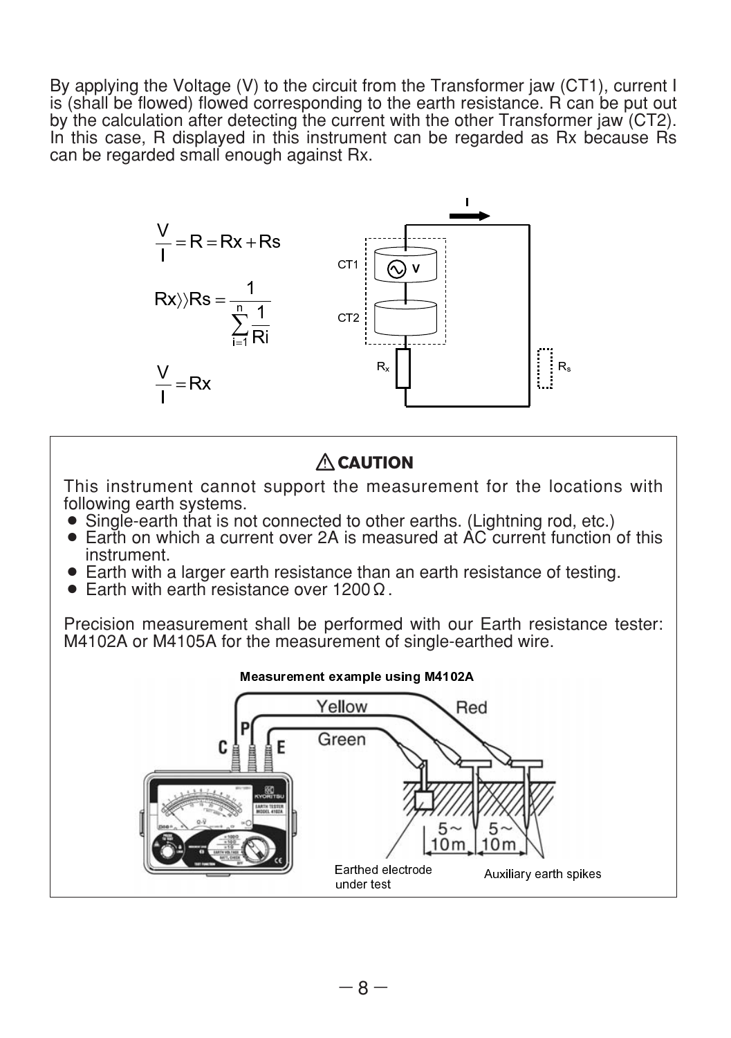By applying the Voltage (V) to the circuit from the Transformer jaw (CT1), current I is (shall be flowed) flowed corresponding to the earth resistance. R can be put out by the calculation after detecting the current with the other Transformer jaw (CT2). In this case, R displayed in this instrument can be regarded as Rx because Rs can be regarded small enough against Rx.

$$\frac{V}{I} = R = Rx + Rs$$

$$Rx \rangle\rangle Rs = \frac{1}{\sum_{i=1}^{n} \frac{1}{Ri}}$$

$$\frac{V}{I} = Rx$$

I

CT1

V

CT2

$R_x$

$R_s$

### ⚠ CAUTION

This instrument cannot support the measurement for the locations with following earth systems.

- Single-earth that is not connected to other earths. (Lightning rod, etc.)
- Earth on which a current over 2A is measured at AC current function of this instrument.
- Earth with a larger earth resistance than an earth resistance of testing.
- Earth with earth resistance over 1200 Ω.

Precision measurement shall be performed with our Earth resistance tester: M4102A or M4105A for the measurement of single-earthed wire.

**Measurement example using M4102A**

Yellow

Red

Green

C

P

E

5～10m

5～10m

Earthed electrode under test

Auxiliary earth spikes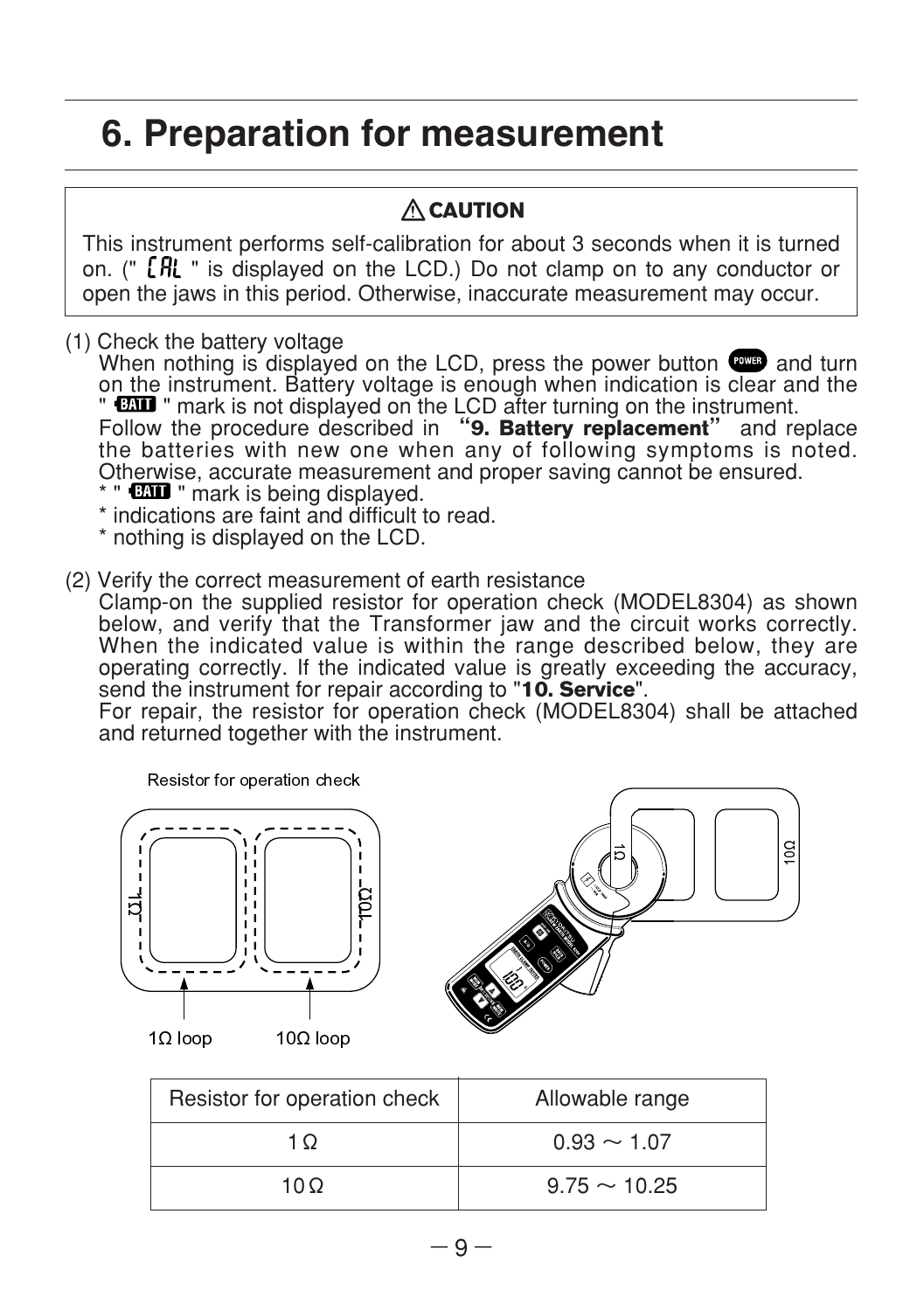# 6. Preparation for measurement

> ⚠ **CAUTION**
>
> This instrument performs self-calibration for about 3 seconds when it is turned on. (" CAL " is displayed on the LCD.) Do not clamp on to any conductor or open the jaws in this period. Otherwise, inaccurate measurement may occur.

(1) Check the battery voltage

When nothing is displayed on the LCD, press the power button POWER and turn on the instrument. Battery voltage is enough when indication is clear and the " BATT " mark is not displayed on the LCD after turning on the instrument.
Follow the procedure described in **"9. Battery replacement"** and replace the batteries with new one when any of following symptoms is noted. Otherwise, accurate measurement and proper saving cannot be ensured.

* " BATT " mark is being displayed.
* indications are faint and difficult to read.
* nothing is displayed on the LCD.

(2) Verify the correct measurement of earth resistance

Clamp-on the supplied resistor for operation check (MODEL8304) as shown below, and verify that the Transformer jaw and the circuit works correctly. When the indicated value is within the range described below, they are operating correctly. If the indicated value is greatly exceeding the accuracy, send the instrument for repair according to "**10. Service**".
For repair, the resistor for operation check (MODEL8304) shall be attached and returned together with the instrument.

Resistor for operation check

1Ω loop

10Ω loop

| Resistor for operation check | Allowable range |
|---|---|
| 1 Ω | 0.93 ～ 1.07 |
| 10 Ω | 9.75 ～ 10.25 |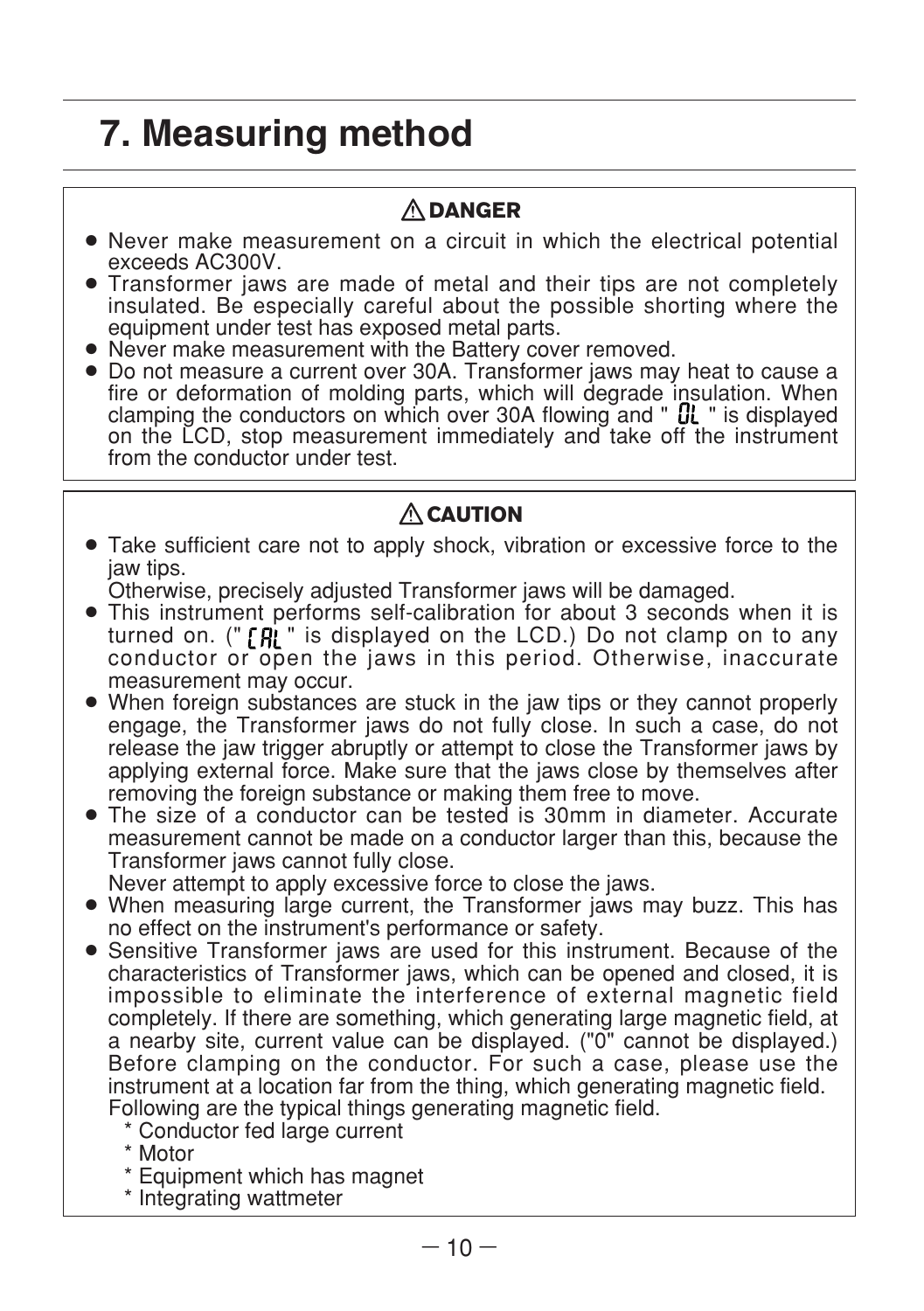# 7. Measuring method

**⚠ DANGER**

- Never make measurement on a circuit in which the electrical potential exceeds AC300V.
- Transformer jaws are made of metal and their tips are not completely insulated. Be especially careful about the possible shorting where the equipment under test has exposed metal parts.
- Never make measurement with the Battery cover removed.
- Do not measure a current over 30A. Transformer jaws may heat to cause a fire or deformation of molding parts, which will degrade insulation. When clamping the conductors on which over 30A flowing and " OL " is displayed on the LCD, stop measurement immediately and take off the instrument from the conductor under test.

**⚠ CAUTION**

- Take sufficient care not to apply shock, vibration or excessive force to the jaw tips.
  Otherwise, precisely adjusted Transformer jaws will be damaged.
- This instrument performs self-calibration for about 3 seconds when it is turned on. (" CAL " is displayed on the LCD.) Do not clamp on to any conductor or open the jaws in this period. Otherwise, inaccurate measurement may occur.
- When foreign substances are stuck in the jaw tips or they cannot properly engage, the Transformer jaws do not fully close. In such a case, do not release the jaw trigger abruptly or attempt to close the Transformer jaws by applying external force. Make sure that the jaws close by themselves after removing the foreign substance or making them free to move.
- The size of a conductor can be tested is 30mm in diameter. Accurate measurement cannot be made on a conductor larger than this, because the Transformer jaws cannot fully close.
  Never attempt to apply excessive force to close the jaws.
- When measuring large current, the Transformer jaws may buzz. This has no effect on the instrument's performance or safety.
- Sensitive Transformer jaws are used for this instrument. Because of the characteristics of Transformer jaws, which can be opened and closed, it is impossible to eliminate the interference of external magnetic field completely. If there are something, which generating large magnetic field, at a nearby site, current value can be displayed. ("0" cannot be displayed.) Before clamping on the conductor. For such a case, please use the instrument at a location far from the thing, which generating magnetic field.
  Following are the typical things generating magnetic field.
  - * Conductor fed large current
  - * Motor
  - * Equipment which has magnet
  - * Integrating wattmeter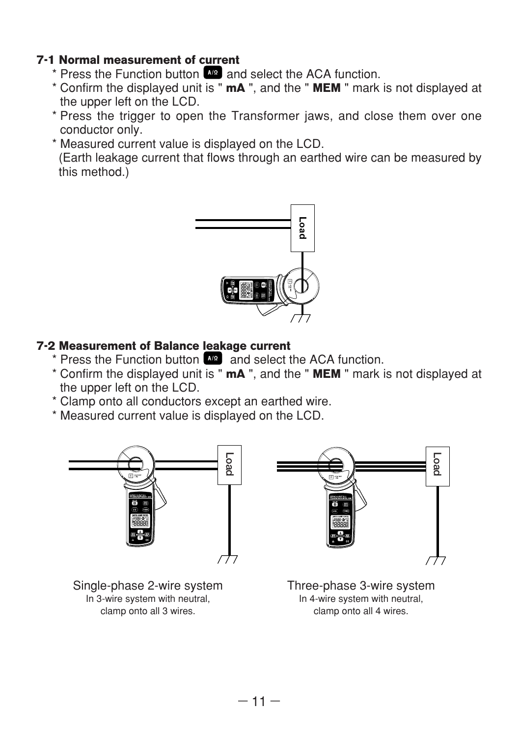## 7-1 Normal measurement of current

* Press the Function button **A/Ω** and select the ACA function.
* Confirm the displayed unit is " **mA** ", and the " **MEM** " mark is not displayed at the upper left on the LCD.
* Press the trigger to open the Transformer jaws, and close them over one conductor only.
* Measured current value is displayed on the LCD.
  (Earth leakage current that flows through an earthed wire can be measured by this method.)

Load

## 7-2 Measurement of Balance leakage current

* Press the Function button **A/Ω** and select the ACA function.
* Confirm the displayed unit is " **mA** ", and the " **MEM** " mark is not displayed at the upper left on the LCD.
* Clamp onto all conductors except an earthed wire.
* Measured current value is displayed on the LCD.

Load

Load

Single-phase 2-wire system
In 3-wire system with neutral,
clamp onto all 3 wires.

Three-phase 3-wire system
In 4-wire system with neutral,
clamp onto all 4 wires.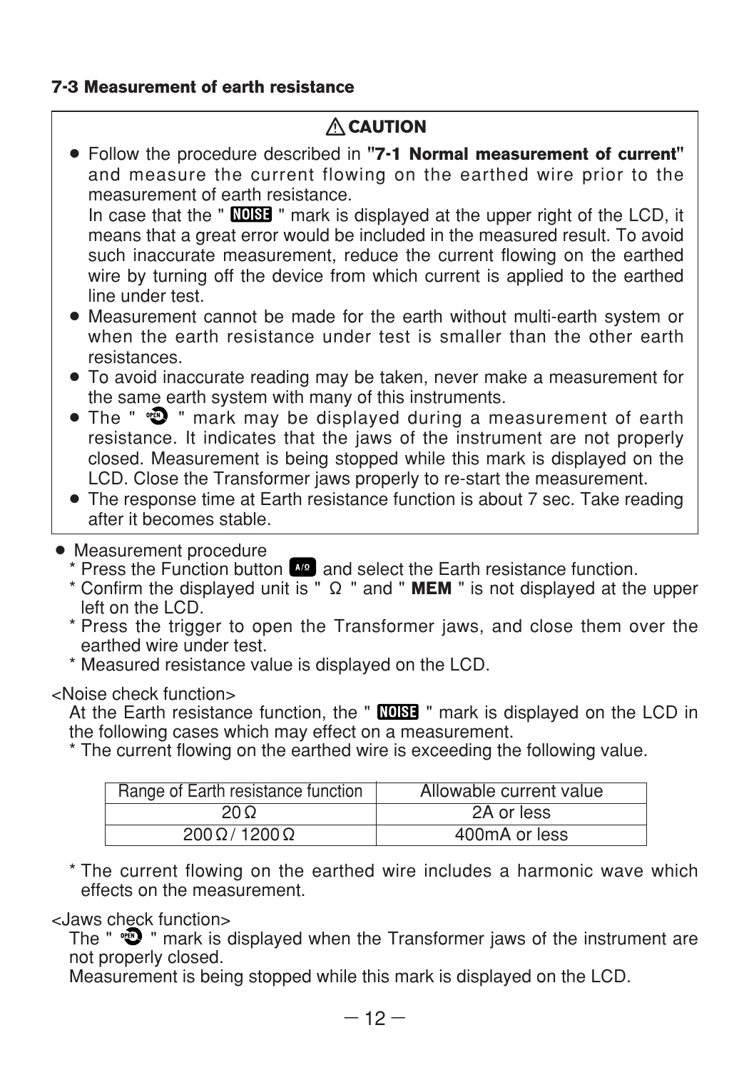### 7-3 Measurement of earth resistance

> ⚠ **CAUTION**
>
> - Follow the procedure described in "**7-1 Normal measurement of current**" and measure the current flowing on the earthed wire prior to the measurement of earth resistance.
>   In case that the " **NOISE** " mark is displayed at the upper right of the LCD, it means that a great error would be included in the measured result. To avoid such inaccurate measurement, reduce the current flowing on the earthed wire by turning off the device from which current is applied to the earthed line under test.
> - Measurement cannot be made for the earth without multi-earth system or when the earth resistance under test is smaller than the other earth resistances.
> - To avoid inaccurate reading may be taken, never make a measurement for the same earth system with many of this instruments.
> - The " OPEN " mark may be displayed during a measurement of earth resistance. It indicates that the jaws of the instrument are not properly closed. Measurement is being stopped while this mark is displayed on the LCD. Close the Transformer jaws properly to re-start the measurement.
> - The response time at Earth resistance function is about 7 sec. Take reading after it becomes stable.

- Measurement procedure
  * Press the Function button A/Ω and select the Earth resistance function.
  * Confirm the displayed unit is " Ω " and " **MEM** " is not displayed at the upper left on the LCD.
  * Press the trigger to open the Transformer jaws, and close them over the earthed wire under test.
  * Measured resistance value is displayed on the LCD.

<Noise check function>

At the Earth resistance function, the " **NOISE** " mark is displayed on the LCD in the following cases which may effect on a measurement.

* The current flowing on the earthed wire is exceeding the following value.

| Range of Earth resistance function | Allowable current value |
|---|---|
| 20 Ω | 2A or less |
| 200 Ω / 1200 Ω | 400mA or less |

* The current flowing on the earthed wire includes a harmonic wave which effects on the measurement.

<Jaws check function>

The " OPEN " mark is displayed when the Transformer jaws of the instrument are not properly closed.

Measurement is being stopped while this mark is displayed on the LCD.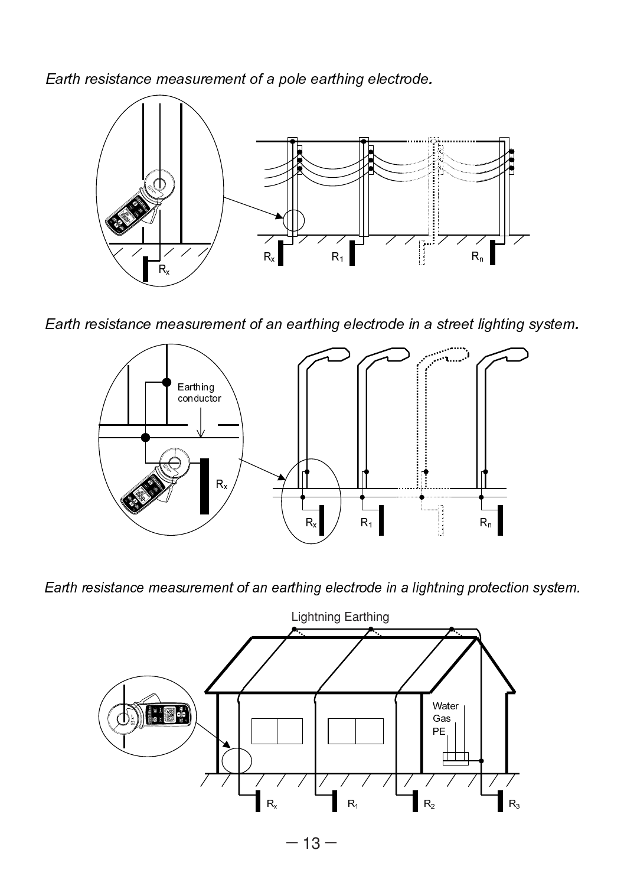*Earth resistance measurement of a pole earthing electrode.*

$R_x$

$R_x$ $R_1$ $R_n$

*Earth resistance measurement of an earthing electrode in a street lighting system.*

Earthing conductor

$R_x$

$R_x$ $R_1$ $R_n$

*Earth resistance measurement of an earthing electrode in a lightning protection system.*

Lightning Earthing

Water
Gas
PE

$R_x$ $R_1$ $R_2$ $R_3$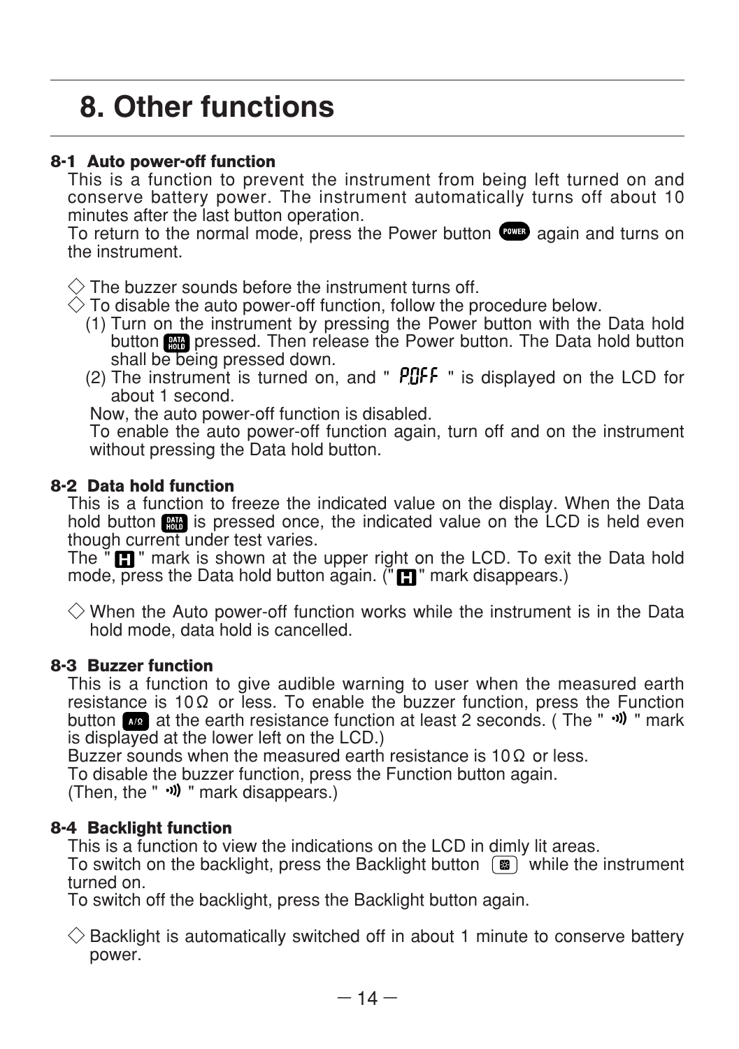# 8. Other functions

### 8-1 Auto power-off function

This is a function to prevent the instrument from being left turned on and conserve battery power. The instrument automatically turns off about 10 minutes after the last button operation.
To return to the normal mode, press the Power button POWER again and turns on the instrument.

◇ The buzzer sounds before the instrument turns off.
◇ To disable the auto power-off function, follow the procedure below.

(1) Turn on the instrument by pressing the Power button with the Data hold button DATA HOLD pressed. Then release the Power button. The Data hold button shall be being pressed down.
(2) The instrument is turned on, and " P.OFF " is displayed on the LCD for about 1 second.

Now, the auto power-off function is disabled.
To enable the auto power-off function again, turn off and on the instrument without pressing the Data hold button.

### 8-2 Data hold function

This is a function to freeze the indicated value on the display. When the Data hold button DATA HOLD is pressed once, the indicated value on the LCD is held even though current under test varies.
The " H " mark is shown at the upper right on the LCD. To exit the Data hold mode, press the Data hold button again. (" H " mark disappears.)

◇ When the Auto power-off function works while the instrument is in the Data hold mode, data hold is cancelled.

### 8-3 Buzzer function

This is a function to give audible warning to user when the measured earth resistance is 10Ω or less. To enable the buzzer function, press the Function button A/Ω at the earth resistance function at least 2 seconds. ( The " •))) " mark is displayed at the lower left on the LCD.)
Buzzer sounds when the measured earth resistance is 10Ω or less.
To disable the buzzer function, press the Function button again.
(Then, the " •))) " mark disappears.)

### 8-4 Backlight function

This is a function to view the indications on the LCD in dimly lit areas.
To switch on the backlight, press the Backlight button while the instrument turned on.
To switch off the backlight, press the Backlight button again.

◇ Backlight is automatically switched off in about 1 minute to conserve battery power.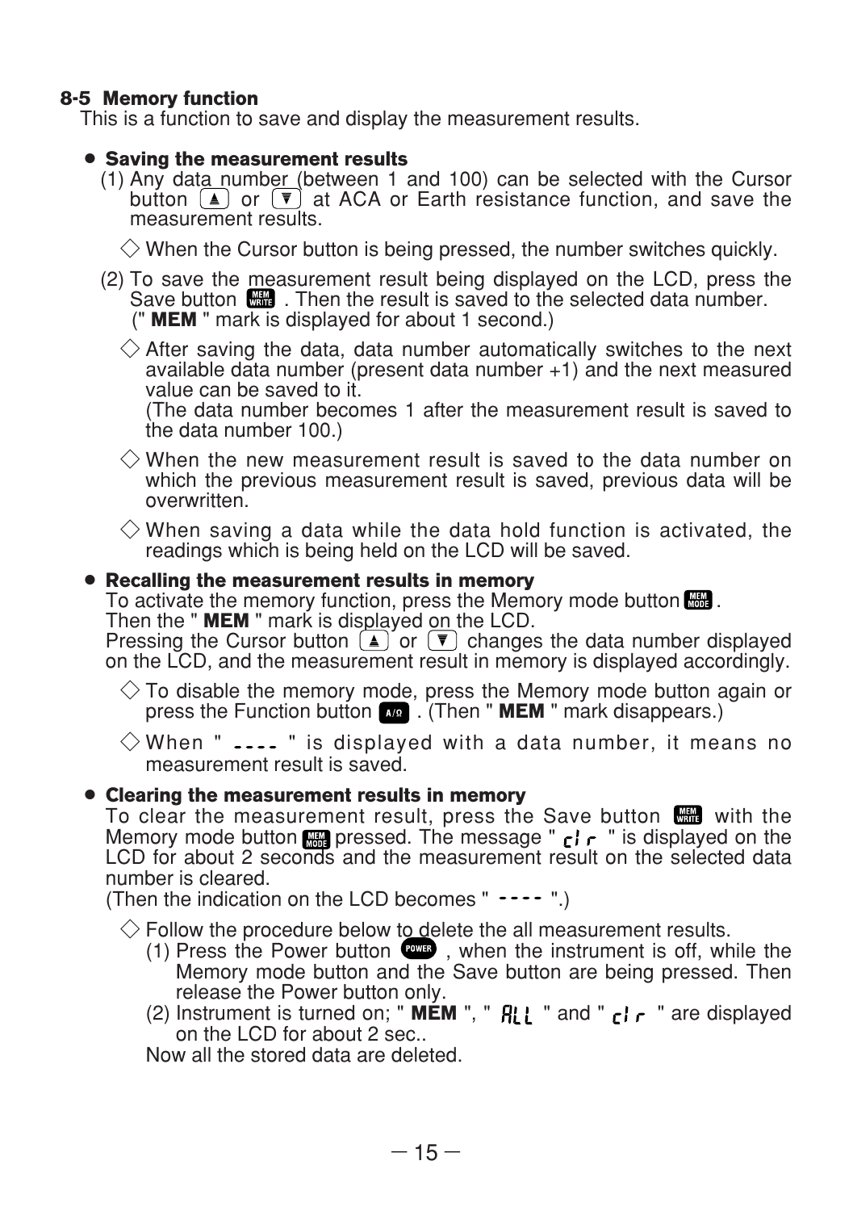## 8-5 Memory function

This is a function to save and display the measurement results.

- **Saving the measurement results**

(1) Any data number (between 1 and 100) can be selected with the Cursor button ▲ or ▼ at ACA or Earth resistance function, and save the measurement results.

◇ When the Cursor button is being pressed, the number switches quickly.

(2) To save the measurement result being displayed on the LCD, press the Save button MEM WRITE . Then the result is saved to the selected data number. (" **MEM** " mark is displayed for about 1 second.)

◇ After saving the data, data number automatically switches to the next available data number (present data number +1) and the next measured value can be saved to it.
(The data number becomes 1 after the measurement result is saved to the data number 100.)

◇ When the new measurement result is saved to the data number on which the previous measurement result is saved, previous data will be overwritten.

◇ When saving a data while the data hold function is activated, the readings which is being held on the LCD will be saved.

- **Recalling the measurement results in memory**

To activate the memory function, press the Memory mode button MEM MODE.
Then the " **MEM** " mark is displayed on the LCD.
Pressing the Cursor button ▲ or ▼ changes the data number displayed on the LCD, and the measurement result in memory is displayed accordingly.

◇ To disable the memory mode, press the Memory mode button again or press the Function button A/Ω . (Then " **MEM** " mark disappears.)

◇ When " ---- " is displayed with a data number, it means no measurement result is saved.

- **Clearing the measurement results in memory**

To clear the measurement result, press the Save button MEM WRITE with the Memory mode button MEM MODE pressed. The message " clr " is displayed on the LCD for about 2 seconds and the measurement result on the selected data number is cleared.
(Then the indication on the LCD becomes " ---- ".)

◇ Follow the procedure below to delete the all measurement results.
(1) Press the Power button POWER , when the instrument is off, while the Memory mode button and the Save button are being pressed. Then release the Power button only.
(2) Instrument is turned on; " **MEM** ", " ALL " and " clr " are displayed on the LCD for about 2 sec..
Now all the stored data are deleted.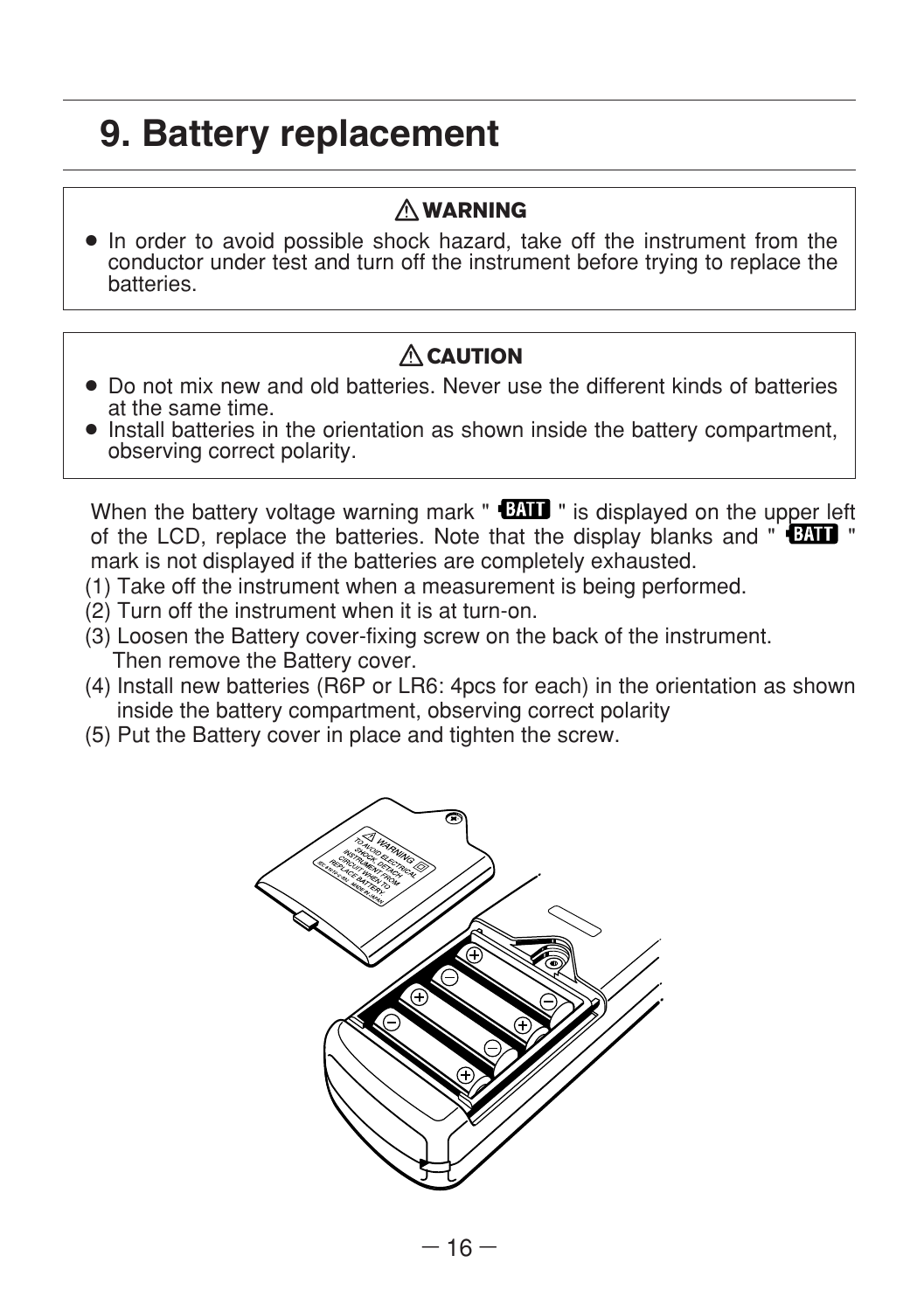# 9. Battery replacement

**⚠ WARNING**

- In order to avoid possible shock hazard, take off the instrument from the conductor under test and turn off the instrument before trying to replace the batteries.

**⚠ CAUTION**

- Do not mix new and old batteries. Never use the different kinds of batteries at the same time.
- Install batteries in the orientation as shown inside the battery compartment, observing correct polarity.

When the battery voltage warning mark " BATT " is displayed on the upper left of the LCD, replace the batteries. Note that the display blanks and " BATT " mark is not displayed if the batteries are completely exhausted.

(1) Take off the instrument when a measurement is being performed.
(2) Turn off the instrument when it is at turn-on.
(3) Loosen the Battery cover-fixing screw on the back of the instrument.
Then remove the Battery cover.
(4) Install new batteries (R6P or LR6: 4pcs for each) in the orientation as shown inside the battery compartment, observing correct polarity
(5) Put the Battery cover in place and tighten the screw.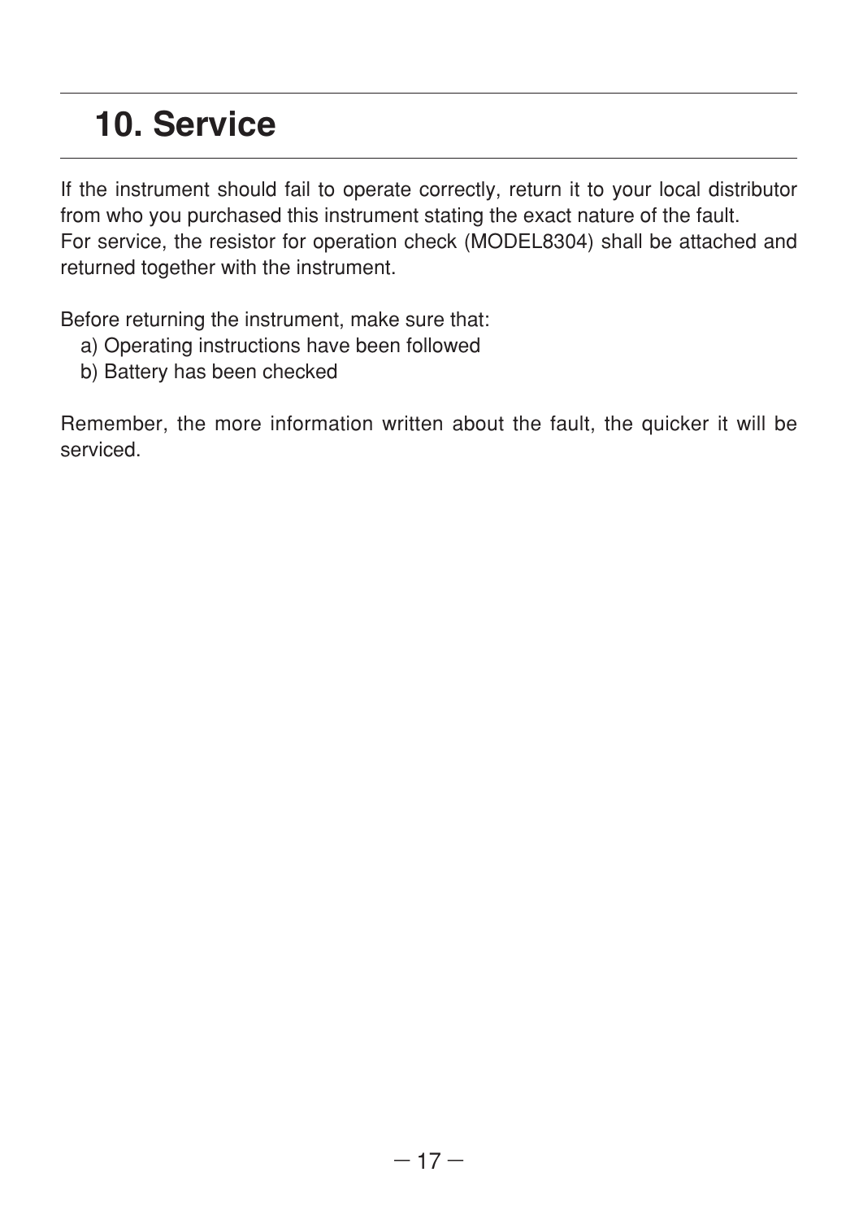# 10. Service

If the instrument should fail to operate correctly, return it to your local distributor from who you purchased this instrument stating the exact nature of the fault.
For service, the resistor for operation check (MODEL8304) shall be attached and returned together with the instrument.

Before returning the instrument, make sure that:

a) Operating instructions have been followed
b) Battery has been checked

Remember, the more information written about the fault, the quicker it will be serviced.